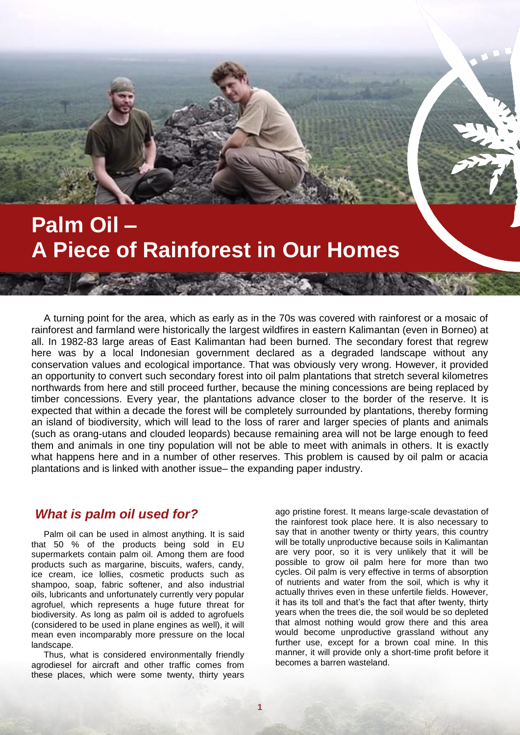# Palm Oil – A Piece of Rainforest in Our Homes

A turning point for the area, which as early as in the 70s was covered with rainforest or a mosaic of rainforest and farmland were historically the largest wildfires in eastern Kalimantan (even in Borneo) at all. In 1982-83 large areas of East Kalimantan had been burned. The secondary forest that regrew here was by a local Indonesian government declared as a degraded landscape without any conservation values and ecological importance. That was obviously very wrong. However, it provided an opportunity to convert such secondary forest into oil palm plantations that stretch several kilometres northwards from here and still proceed further, because the mining concessions are being replaced by timber concessions. Every year, the plantations advance closer to the border of the reserve. It is expected that within a decade the forest will be completely surrounded by plantations, thereby forming an island of biodiversity, which will lead to the loss of rarer and larger species of plants and animals (such as orang-utans and clouded leopards) because remaining area will not be large enough to feed them and animals in one tiny population will not be able to meet with animals in others. It is exactly what happens here and in a number of other reserves. This problem is caused by oil palm or acacia plantations and is linked with another issue– the expanding paper industry.

## *What is palm oil used for?*

Palm oil can be used in almost anything. It is said that 50 % of the products being sold in EU supermarkets contain palm oil. Among them are food products such as margarine, biscuits, wafers, candy, ice cream, ice lollies, cosmetic products such as shampoo, soap, fabric softener, and also industrial oils, lubricants and unfortunately currently very popular agrofuel, which represents a huge future threat for biodiversity. As long as palm oil is added to agrofuels (considered to be used in plane engines as well), it will mean even incomparably more pressure on the local landscape.

Thus, what is considered environmentally friendly agrodiesel for aircraft and other traffic comes from these places, which were some twenty, thirty years ago pristine forest. It means large-scale devastation of the rainforest took place here. It is also necessary to say that in another twenty or thirty years, this country will be totally unproductive because soils in Kalimantan are very poor, so it is very unlikely that it will be possible to grow oil palm here for more than two cycles. Oil palm is very effective in terms of absorption of nutrients and water from the soil, which is why it actually thrives even in these unfertile fields. However, it has its toll and that's the fact that after twenty, thirty years when the trees die, the soil would be so depleted that almost nothing would grow there and this area would become unproductive grassland without any further use, except for a brown coal mine. In this manner, it will provide only a short-time profit before it becomes a barren wasteland.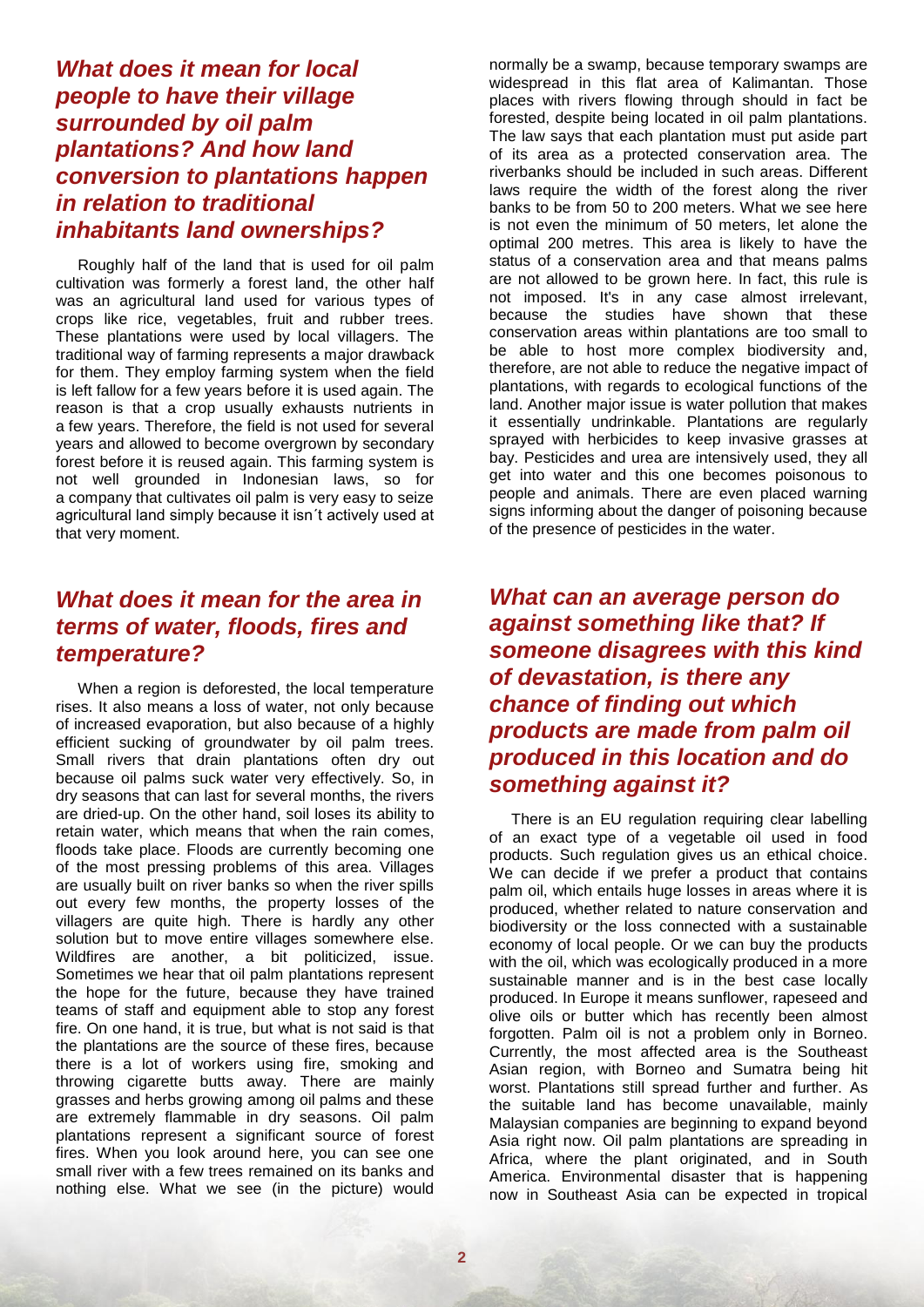## *What does it mean for local people to have their village surrounded by oil palm plantations? And how land conversion to plantations happen in relation to traditional inhabitants land ownerships?*

Roughly half of the land that is used for oil palm cultivation was formerly a forest land, the other half was an agricultural land used for various types of crops like rice, vegetables, fruit and rubber trees. These plantations were used by local villagers. The traditional way of farming represents a major drawback for them. They employ farming system when the field is left fallow for a few years before it is used again. The reason is that a crop usually exhausts nutrients in a few years. Therefore, the field is not used for several years and allowed to become overgrown by secondary forest before it is reused again. This farming system is not well grounded in Indonesian laws, so for a company that cultivates oil palm is very easy to seize agricultural land simply because it isn´t actively used at that very moment.

## *What does it mean for the area in terms of water, floods, fires and temperature?*

When a region is deforested, the local temperature rises. It also means a loss of water, not only because of increased evaporation, but also because of a highly efficient sucking of groundwater by oil palm trees. Small rivers that drain plantations often dry out because oil palms suck water very effectively. So, in dry seasons that can last for several months, the rivers are dried-up. On the other hand, soil loses its ability to retain water, which means that when the rain comes, floods take place. Floods are currently becoming one of the most pressing problems of this area. Villages are usually built on river banks so when the river spills out every few months, the property losses of the villagers are quite high. There is hardly any other solution but to move entire villages somewhere else. Wildfires are another, a bit politicized, issue. Sometimes we hear that oil palm plantations represent the hope for the future, because they have trained teams of staff and equipment able to stop any forest fire. On one hand, it is true, but what is not said is that the plantations are the source of these fires, because there is a lot of workers using fire, smoking and throwing cigarette butts away. There are mainly grasses and herbs growing among oil palms and these are extremely flammable in dry seasons. Oil palm plantations represent a significant source of forest fires. When you look around here, you can see one small river with a few trees remained on its banks and nothing else. What we see (in the picture) would normally be a swamp, because temporary swamps are widespread in this flat area of Kalimantan. Those places with rivers flowing through should in fact be forested, despite being located in oil palm plantations. The law says that each plantation must put aside part of its area as a protected conservation area. The riverbanks should be included in such areas. Different laws require the width of the forest along the river banks to be from 50 to 200 meters. What we see here is not even the minimum of 50 meters, let alone the optimal 200 metres. This area is likely to have the status of a conservation area and that means palms are not allowed to be grown here. In fact, this rule is not imposed. It's in any case almost irrelevant, because the studies have shown that these conservation areas within plantations are too small to be able to host more complex biodiversity and, therefore, are not able to reduce the negative impact of plantations, with regards to ecological functions of the land. Another major issue is water pollution that makes it essentially undrinkable. Plantations are regularly sprayed with herbicides to keep invasive grasses at bay. Pesticides and urea are intensively used, they all get into water and this one becomes poisonous to people and animals. There are even placed warning signs informing about the danger of poisoning because of the presence of pesticides in the water.

## *What can an average person do against something like that? If someone disagrees with this kind of devastation, is there any chance of finding out which products are made from palm oil produced in this location and do something against it?*

There is an EU regulation requiring clear labelling of an exact type of a vegetable oil used in food products. Such regulation gives us an ethical choice. We can decide if we prefer a product that contains palm oil, which entails huge losses in areas where it is produced, whether related to nature conservation and biodiversity or the loss connected with a sustainable economy of local people. Or we can buy the products with the oil, which was ecologically produced in a more sustainable manner and is in the best case locally produced. In Europe it means sunflower, rapeseed and olive oils or butter which has recently been almost forgotten. Palm oil is not a problem only in Borneo. Currently, the most affected area is the Southeast Asian region, with Borneo and Sumatra being hit worst. Plantations still spread further and further. As the suitable land has become unavailable, mainly Malaysian companies are beginning to expand beyond Asia right now. Oil palm plantations are spreading in Africa, where the plant originated, and in South America. Environmental disaster that is happening now in Southeast Asia can be expected in tropical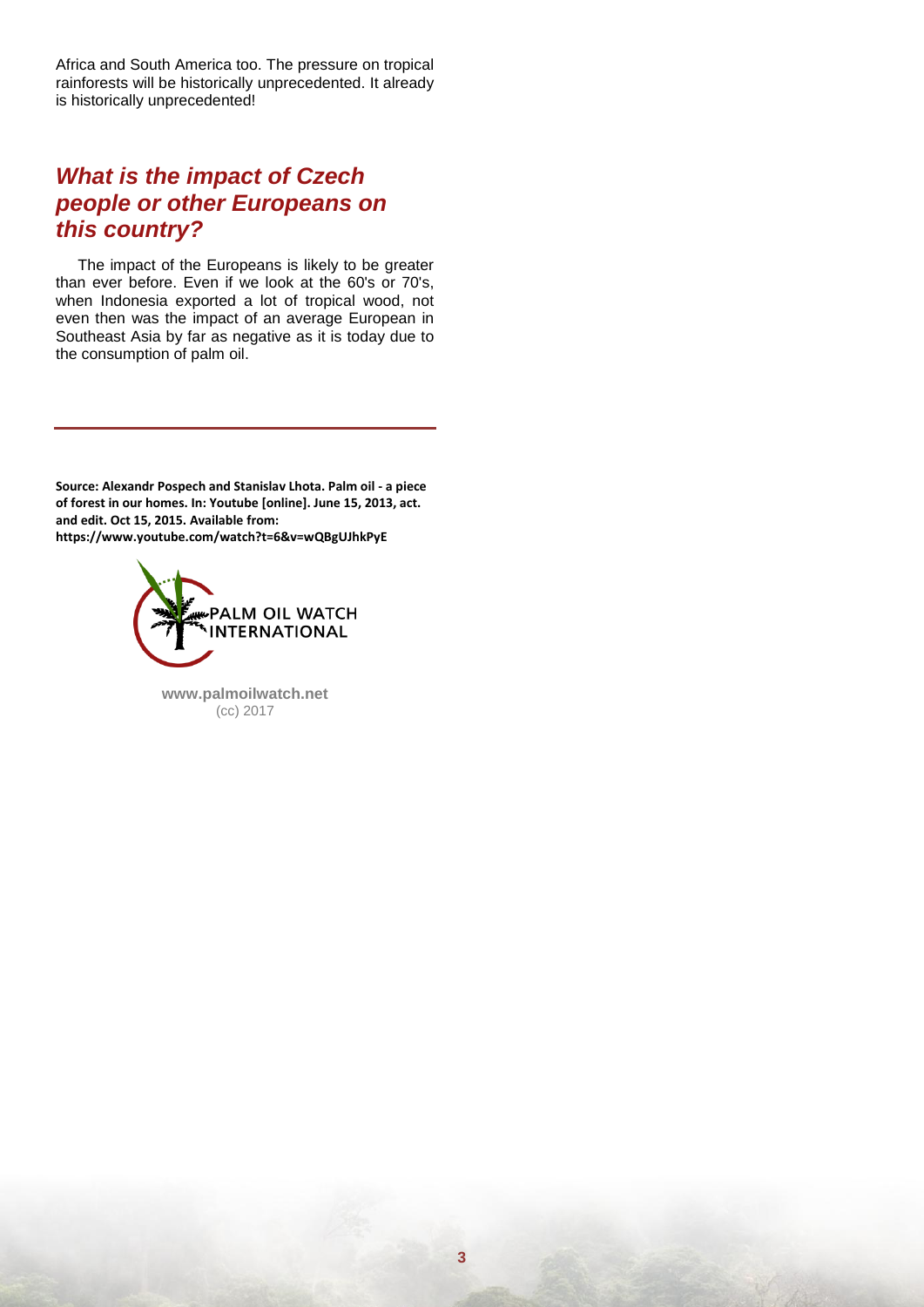Africa and South America too. The pressure on tropical rainforests will be historically unprecedented. It already is historically unprecedented!

## *What is the impact of Czech people or other Europeans on this country?*

The impact of the Europeans is likely to be greater than ever before. Even if we look at the 60's or 70's, when Indonesia exported a lot of tropical wood, not even then was the impact of an average European in Southeast Asia by far as negative as it is today due to the consumption of palm oil.

---

**Source: Alexandr Pospech and Stanislav Lhota. Palm oil - a piece of forest in our homes. In: Youtube [online]. June 15, 2013, act. and edit. Oct 15, 2015. Available from: https://www.youtube.com/watch?t=6&v=wQBgUJhkPyE**

PALM OIL WATCH INTERNATIONAL

**www.palmoilwatch.net**
(cc) 2017